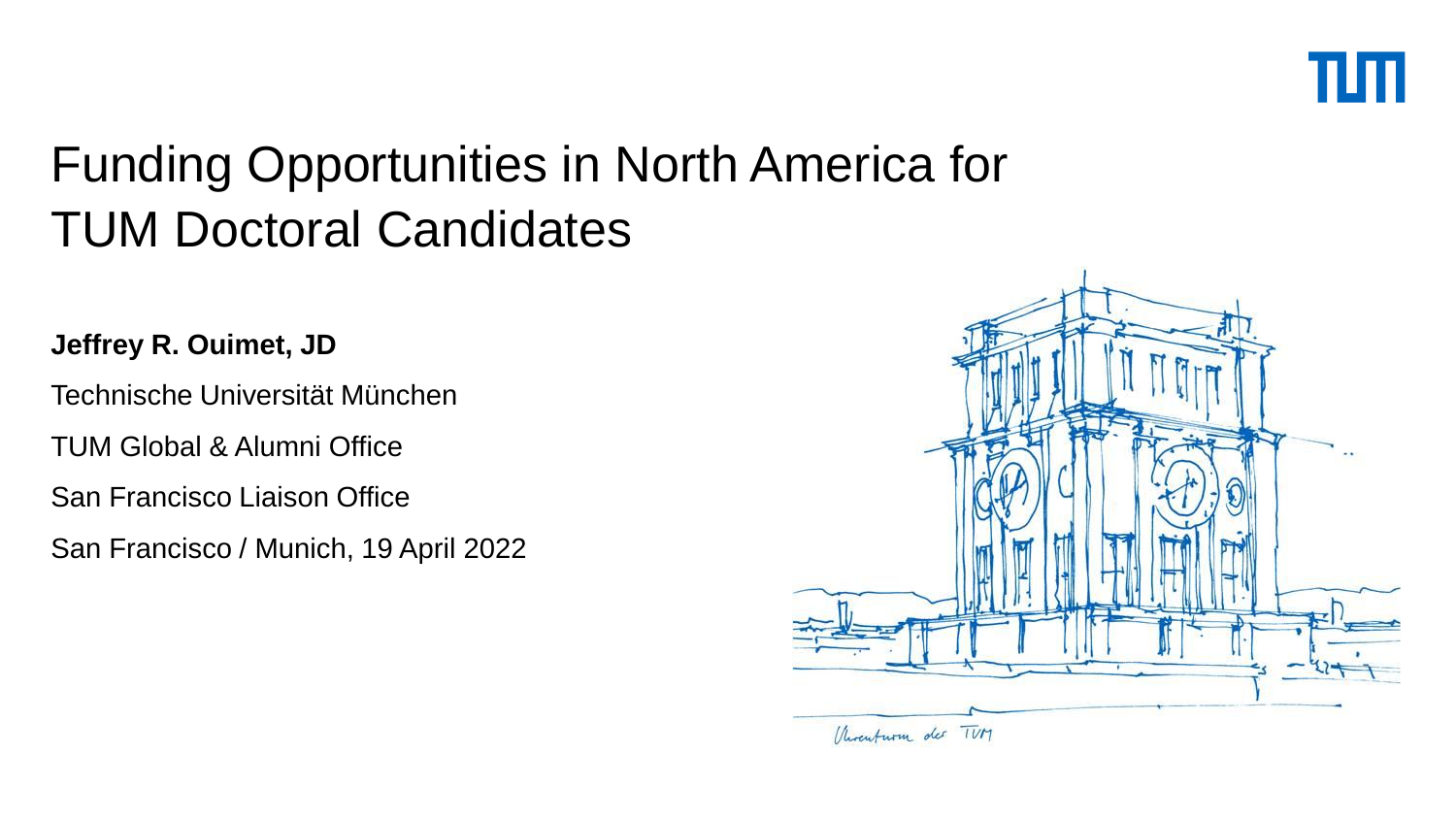# Funding Opportunities in North America for TUM Doctoral Candidates

**Jeffrey R. Ouimet, JD**

Technische Universität München

TUM Global & Alumni Office

San Francisco Liaison Office

San Francisco / Munich, 19 April 2022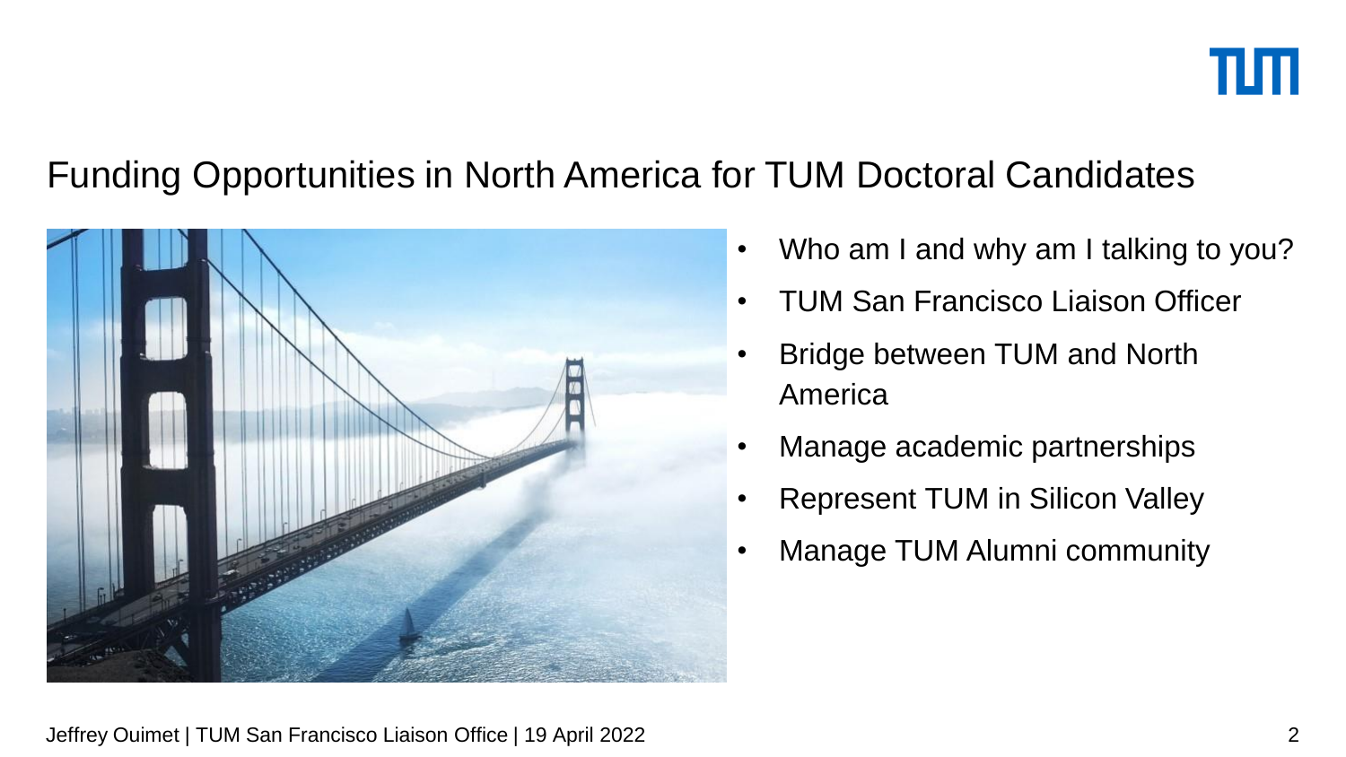# Funding Opportunities in North America for TUM Doctoral Candidates

- Who am I and why am I talking to you?
- TUM San Francisco Liaison Officer
- Bridge between TUM and North America
- Manage academic partnerships
- Represent TUM in Silicon Valley
- Manage TUM Alumni community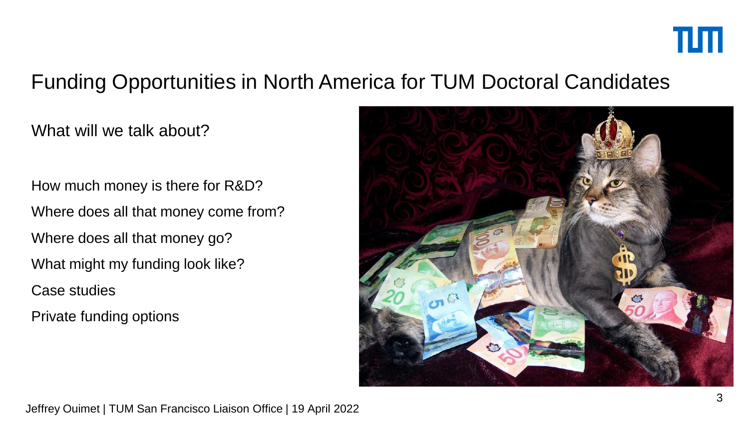# Funding Opportunities in North America for TUM Doctoral Candidates

What will we talk about?

How much money is there for R&D?

Where does all that money come from?

Where does all that money go?

What might my funding look like?

Case studies

Private funding options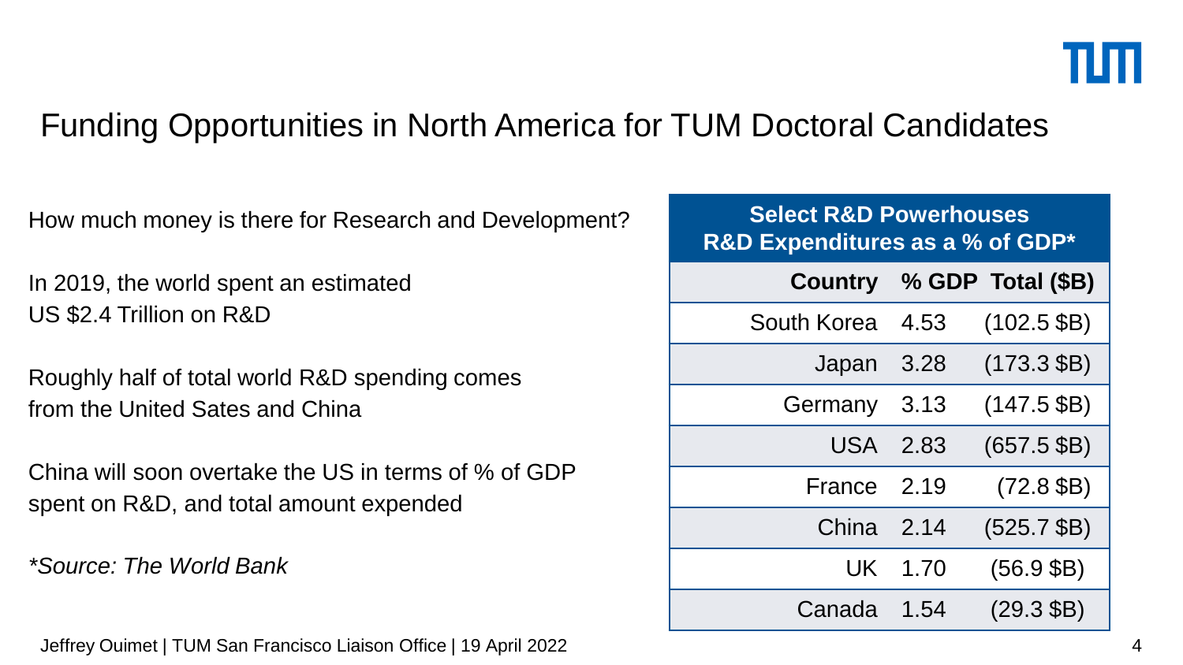# Funding Opportunities in North America for TUM Doctoral Candidates

How much money is there for Research and Development?

In 2019, the world spent an estimated
US $2.4 Trillion on R&D

Roughly half of total world R&D spending comes from the United Sates and China

China will soon overtake the US in terms of % of GDP spent on R&D, and total amount expended

*\*Source: The World Bank*

| **Select R&D Powerhouses R&D Expenditures as a % of GDP*** | | |
|---|---|---|
| **Country** | **% GDP** | **Total ($B)** |
| South Korea | 4.53 | (102.5 $B) |
| Japan | 3.28 | (173.3 $B) |
| Germany | 3.13 | (147.5 $B) |
| USA | 2.83 | (657.5 $B) |
| France | 2.19 | (72.8 $B) |
| China | 2.14 | (525.7 $B) |
| UK | 1.70 | (56.9 $B) |
| Canada | 1.54 | (29.3 $B) |

Jeffrey Ouimet | TUM San Francisco Liaison Office | 19 April 2022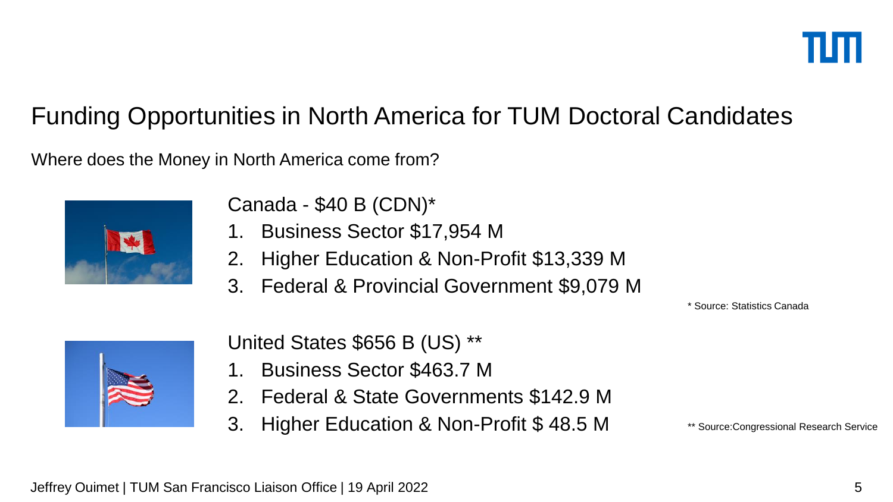# Funding Opportunities in North America for TUM Doctoral Candidates

Where does the Money in North America come from?

Canada - $40 B (CDN)*

1. Business Sector $17,954 M
2. Higher Education & Non-Profit $13,339 M
3. Federal & Provincial Government $9,079 M

* Source: Statistics Canada

United States $656 B (US) **

1. Business Sector $463.7 M
2. Federal & State Governments $142.9 M
3. Higher Education & Non-Profit $ 48.5 M

** Source:Congressional Research Service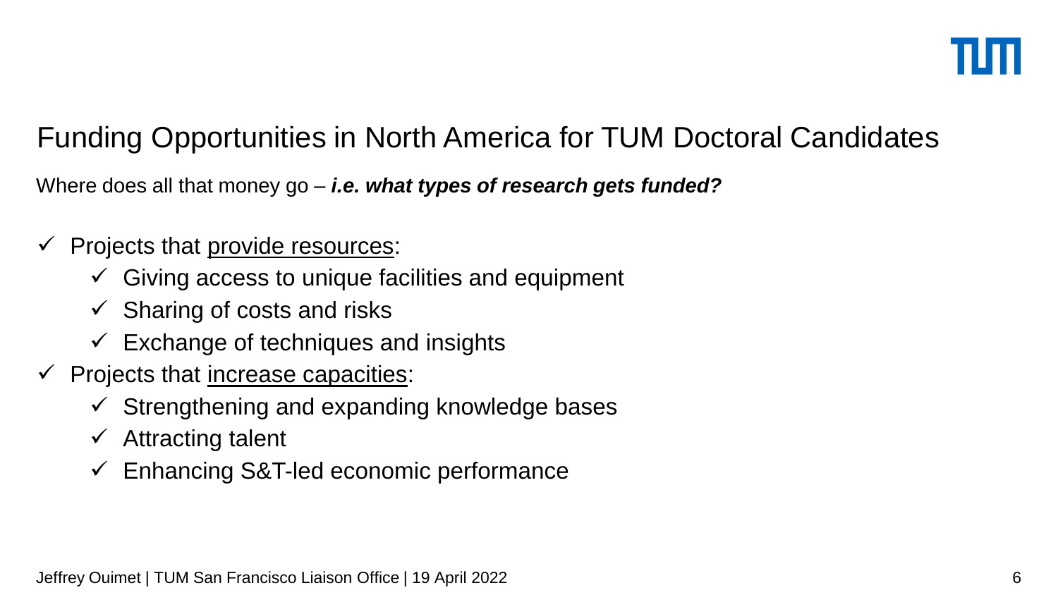# Funding Opportunities in North America for TUM Doctoral Candidates

Where does all that money go – ***i.e. what types of research gets funded?***

- ✓ Projects that provide resources:
  - ✓ Giving access to unique facilities and equipment
  - ✓ Sharing of costs and risks
  - ✓ Exchange of techniques and insights
- ✓ Projects that increase capacities:
  - ✓ Strengthening and expanding knowledge bases
  - ✓ Attracting talent
  - ✓ Enhancing S&T-led economic performance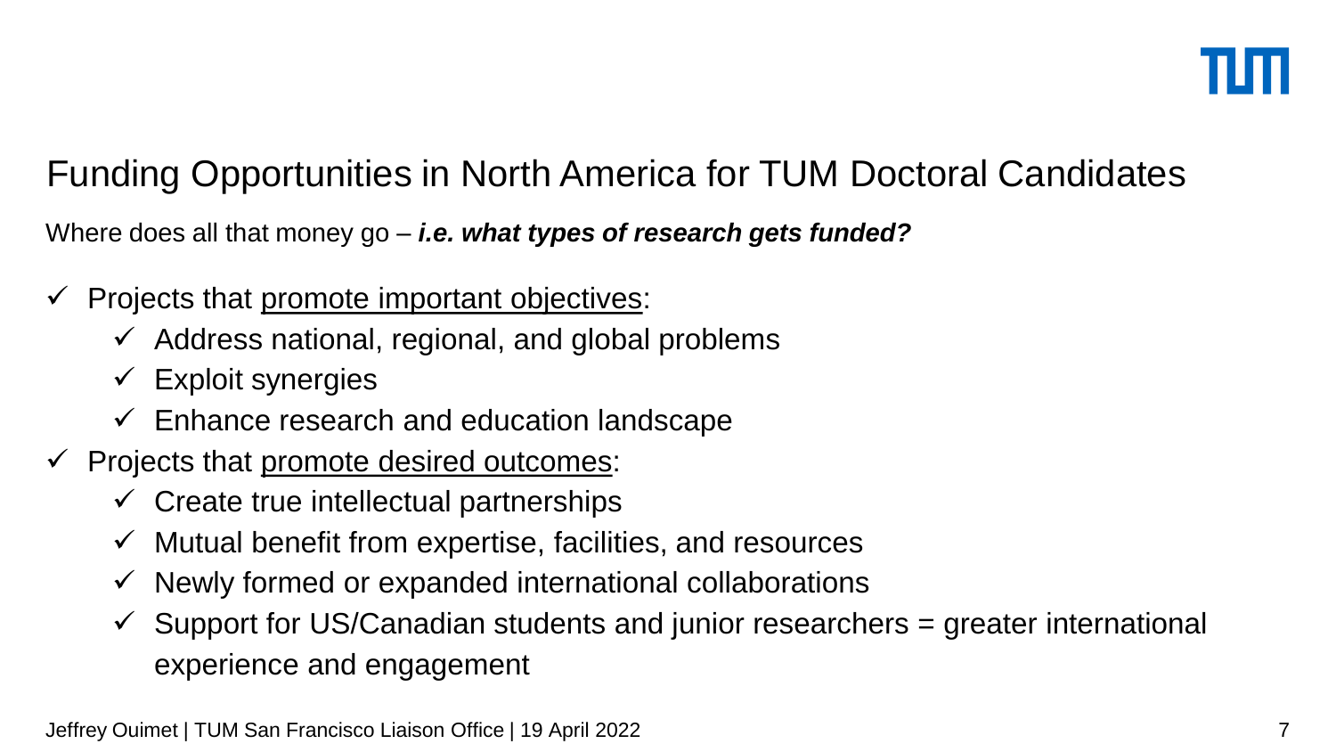# Funding Opportunities in North America for TUM Doctoral Candidates

Where does all that money go – ***i.e. what types of research gets funded?***

- ✓ Projects that <u>promote important objectives</u>:
  - ✓ Address national, regional, and global problems
  - ✓ Exploit synergies
  - ✓ Enhance research and education landscape
- ✓ Projects that <u>promote desired outcomes</u>:
  - ✓ Create true intellectual partnerships
  - ✓ Mutual benefit from expertise, facilities, and resources
  - ✓ Newly formed or expanded international collaborations
  - ✓ Support for US/Canadian students and junior researchers = greater international experience and engagement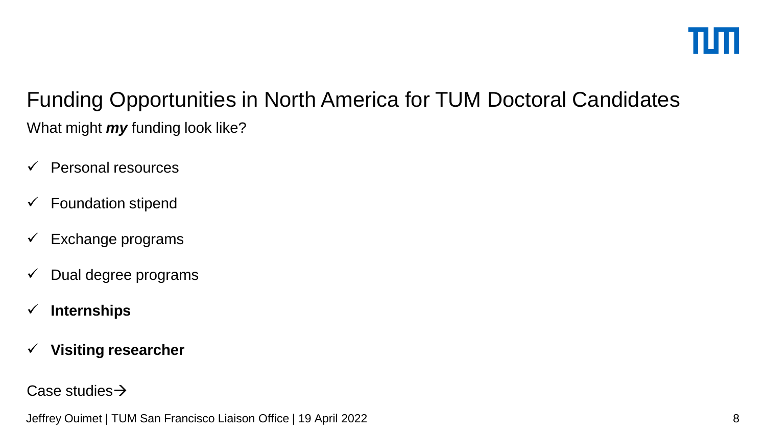# Funding Opportunities in North America for TUM Doctoral Candidates

What might ***my*** funding look like?

- ✓ Personal resources
- ✓ Foundation stipend
- ✓ Exchange programs
- ✓ Dual degree programs
- ✓ **Internships**
- ✓ **Visiting researcher**

Case studies→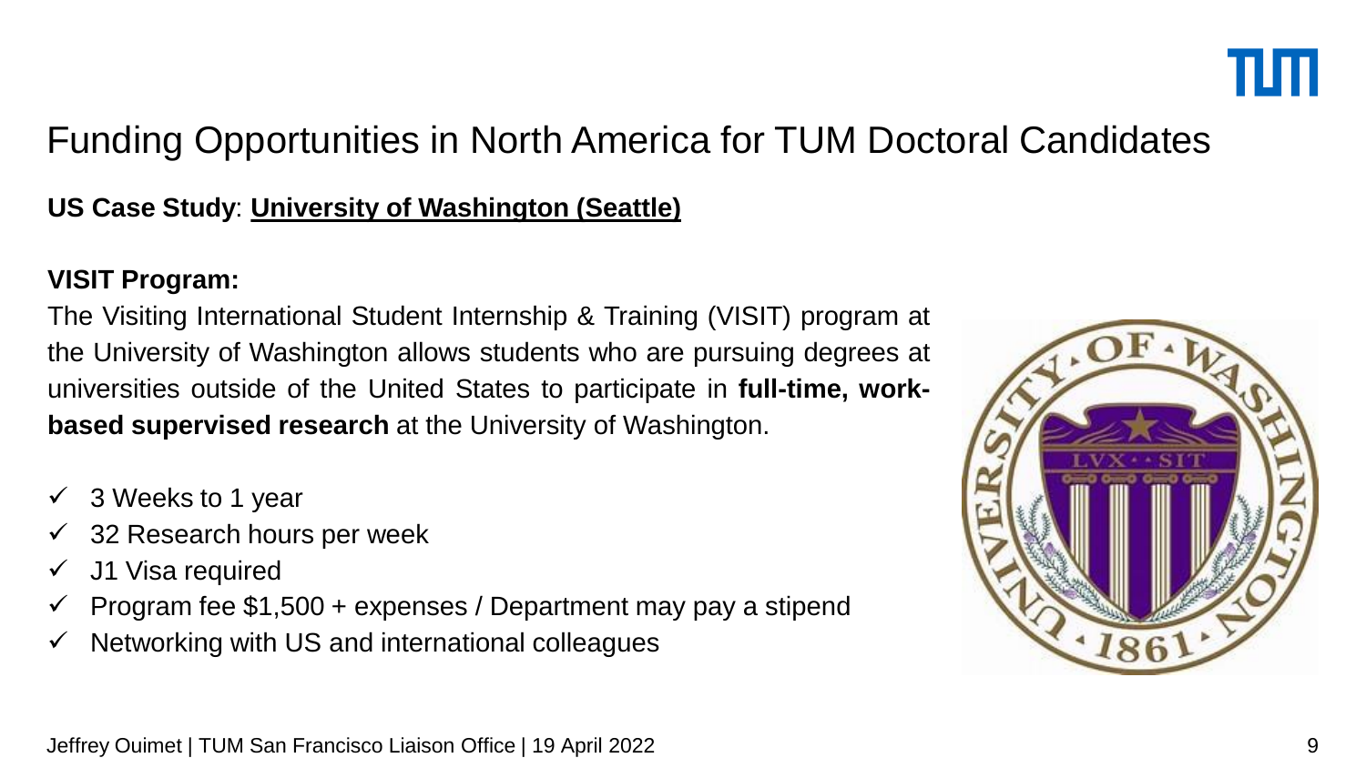# Funding Opportunities in North America for TUM Doctoral Candidates

**US Case Study**: **University of Washington (Seattle)**

**VISIT Program:**

The Visiting International Student Internship & Training (VISIT) program at the University of Washington allows students who are pursuing degrees at universities outside of the United States to participate in **full-time, work-based supervised research** at the University of Washington.

- ✓ 3 Weeks to 1 year
- ✓ 32 Research hours per week
- ✓ J1 Visa required
- ✓ Program fee $1,500 + expenses / Department may pay a stipend
- ✓ Networking with US and international colleagues

Jeffrey Ouimet | TUM San Francisco Liaison Office | 19 April 2022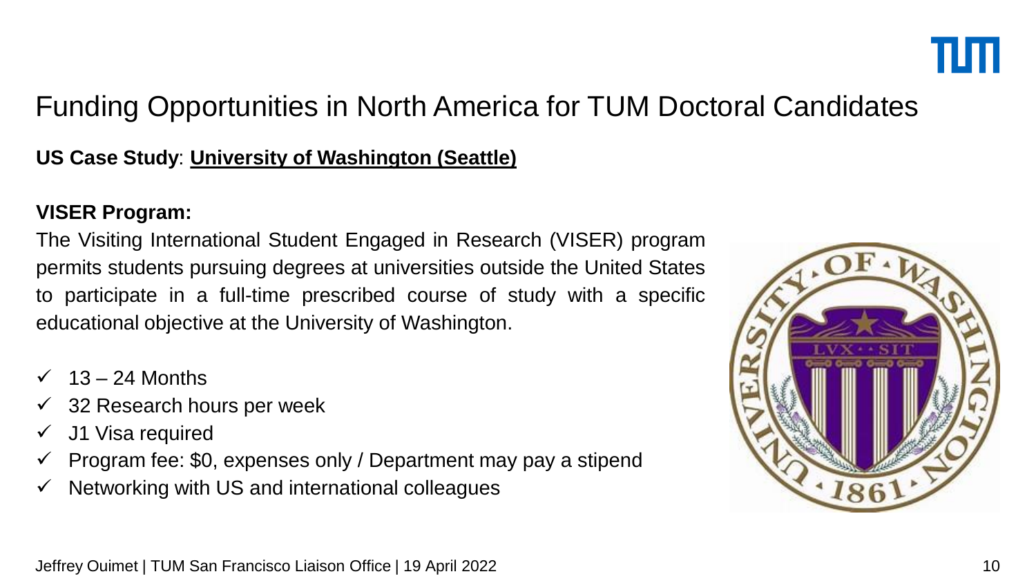# Funding Opportunities in North America for TUM Doctoral Candidates

**US Case Study**: **University of Washington (Seattle)**

**VISER Program:**

The Visiting International Student Engaged in Research (VISER) program permits students pursuing degrees at universities outside the United States to participate in a full-time prescribed course of study with a specific educational objective at the University of Washington.

- ✓ 13 – 24 Months
- ✓ 32 Research hours per week
- ✓ J1 Visa required
- ✓ Program fee: $0, expenses only / Department may pay a stipend
- ✓ Networking with US and international colleagues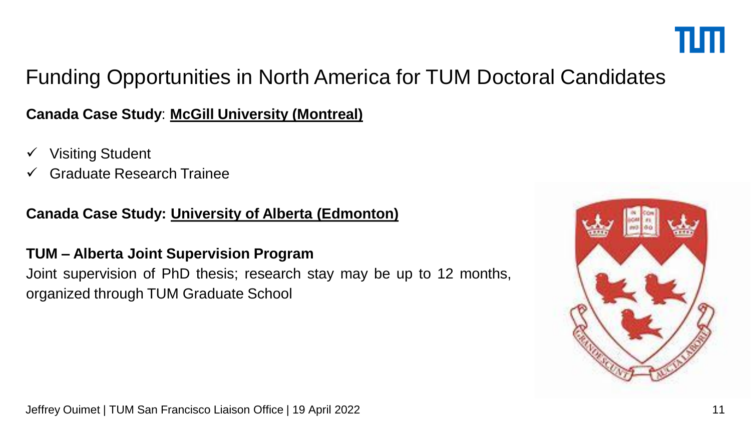# Funding Opportunities in North America for TUM Doctoral Candidates

**Canada Case Study**: **McGill University (Montreal)**

- ✓ Visiting Student
- ✓ Graduate Research Trainee

**Canada Case Study: University of Alberta (Edmonton)**

**TUM – Alberta Joint Supervision Program**

Joint supervision of PhD thesis; research stay may be up to 12 months, organized through TUM Graduate School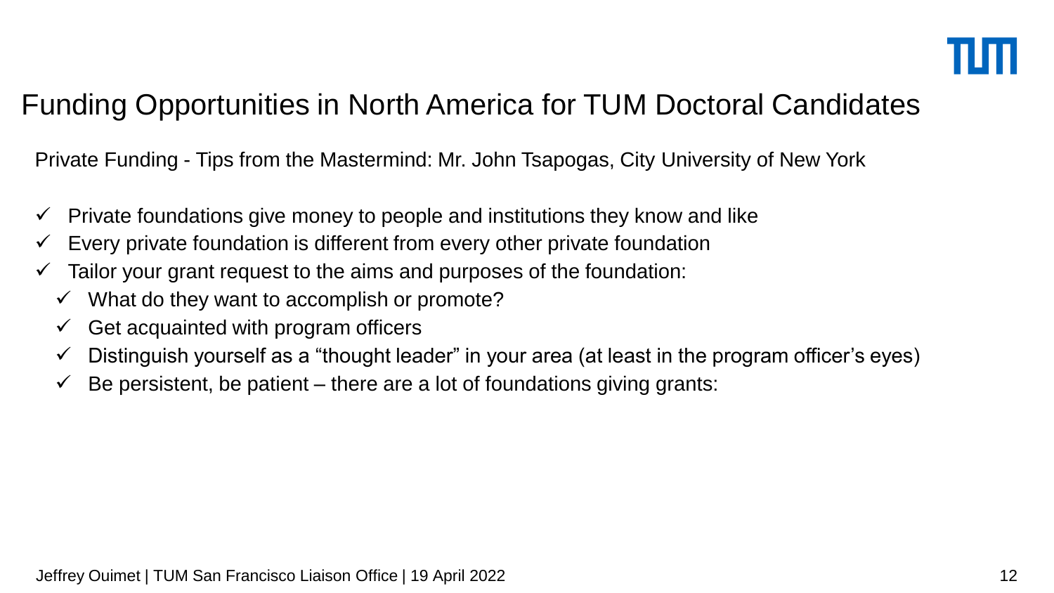# Funding Opportunities in North America for TUM Doctoral Candidates

Private Funding - Tips from the Mastermind: Mr. John Tsapogas, City University of New York

- ✓ Private foundations give money to people and institutions they know and like
- ✓ Every private foundation is different from every other private foundation
- ✓ Tailor your grant request to the aims and purposes of the foundation:
  - ✓ What do they want to accomplish or promote?
  - ✓ Get acquainted with program officers
  - ✓ Distinguish yourself as a "thought leader" in your area (at least in the program officer's eyes)
  - ✓ Be persistent, be patient – there are a lot of foundations giving grants: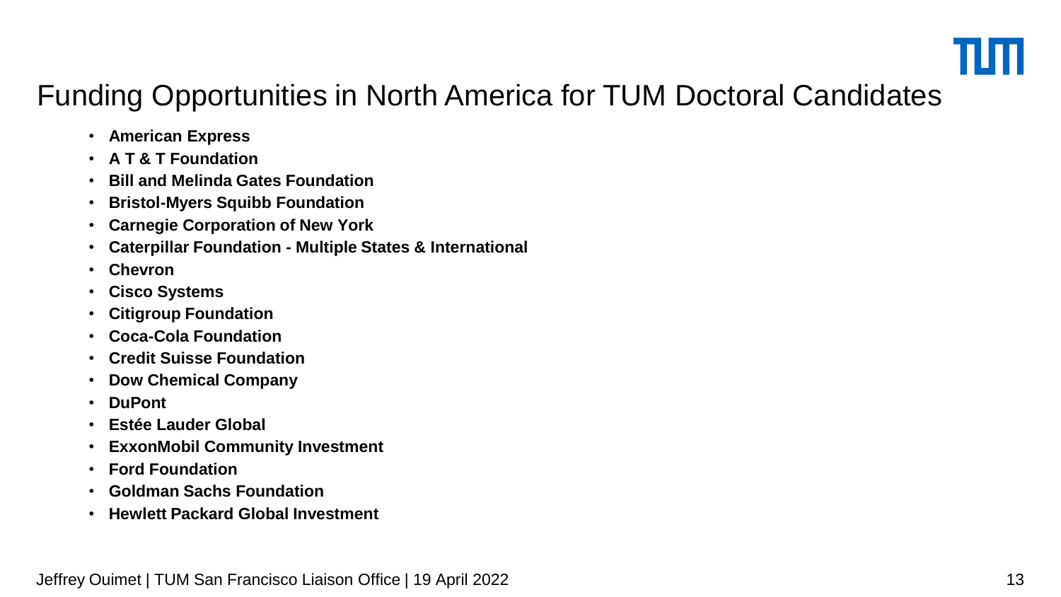# Funding Opportunities in North America for TUM Doctoral Candidates

- **American Express**
- **A T & T Foundation**
- **Bill and Melinda Gates Foundation**
- **Bristol-Myers Squibb Foundation**
- **Carnegie Corporation of New York**
- **Caterpillar Foundation - Multiple States & International**
- **Chevron**
- **Cisco Systems**
- **Citigroup Foundation**
- **Coca-Cola Foundation**
- **Credit Suisse Foundation**
- **Dow Chemical Company**
- **DuPont**
- **Estée Lauder Global**
- **ExxonMobil Community Investment**
- **Ford Foundation**
- **Goldman Sachs Foundation**
- **Hewlett Packard Global Investment**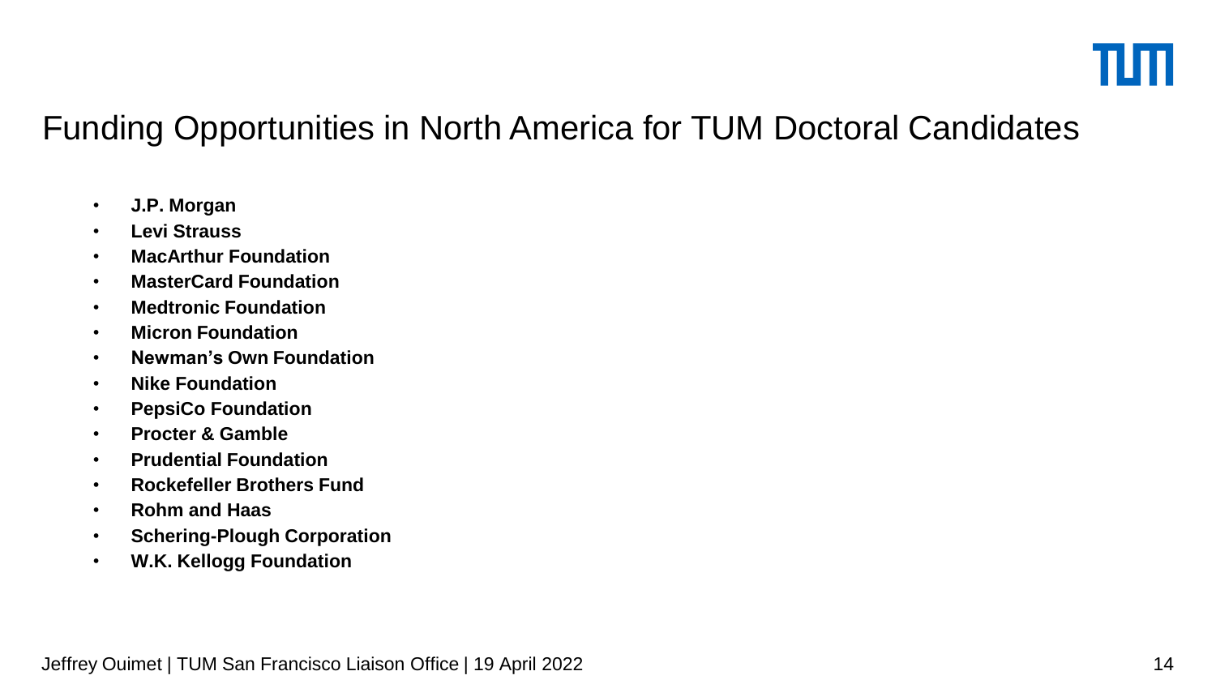# Funding Opportunities in North America for TUM Doctoral Candidates

- **J.P. Morgan**
- **Levi Strauss**
- **MacArthur Foundation**
- **MasterCard Foundation**
- **Medtronic Foundation**
- **Micron Foundation**
- **Newman's Own Foundation**
- **Nike Foundation**
- **PepsiCo Foundation**
- **Procter & Gamble**
- **Prudential Foundation**
- **Rockefeller Brothers Fund**
- **Rohm and Haas**
- **Schering-Plough Corporation**
- **W.K. Kellogg Foundation**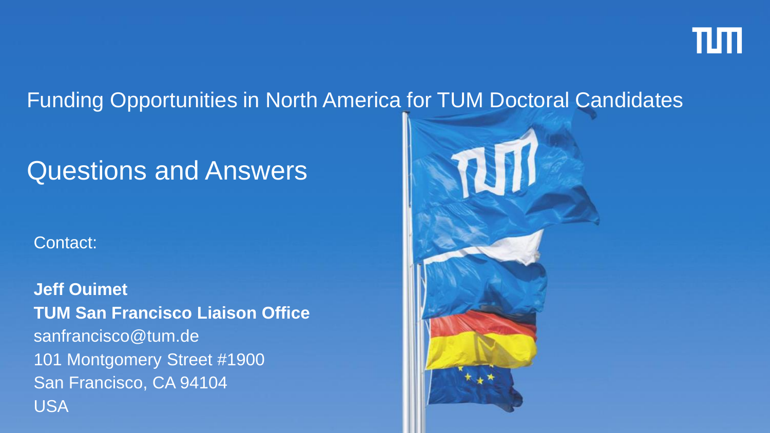Funding Opportunities in North America for TUM Doctoral Candidates

# Questions and Answers

Contact:

**Jeff Ouimet**
**TUM San Francisco Liaison Office**
sanfrancisco@tum.de
101 Montgomery Street #1900
San Francisco, CA 94104
USA